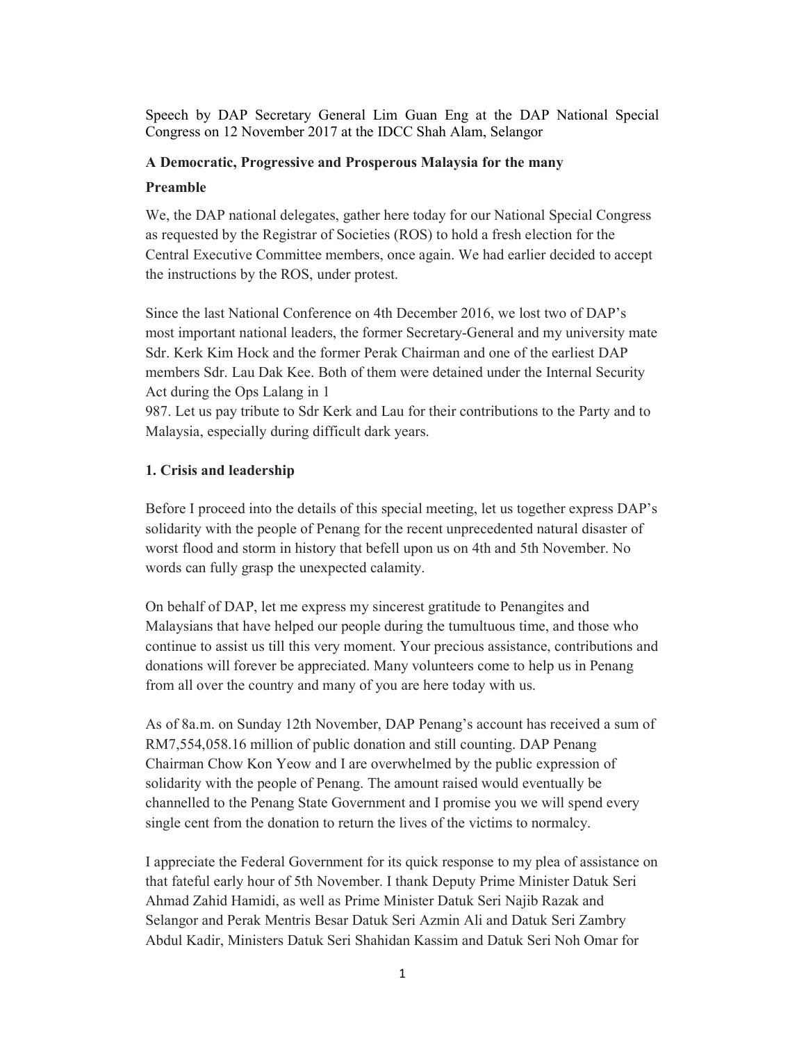Speech by DAP Secretary General Lim Guan Eng at the DAP National Special Congress on 12 November 2017 at the IDCC Shah Alam, Selangor

**A Democratic, Progressive and Prosperous Malaysia for the many**

**Preamble**

We, the DAP national delegates, gather here today for our National Special Congress as requested by the Registrar of Societies (ROS) to hold a fresh election for the Central Executive Committee members, once again. We had earlier decided to accept the instructions by the ROS, under protest.

Since the last National Conference on 4th December 2016, we lost two of DAP's most important national leaders, the former Secretary-General and my university mate Sdr. Kerk Kim Hock and the former Perak Chairman and one of the earliest DAP members Sdr. Lau Dak Kee. Both of them were detained under the Internal Security Act during the Ops Lalang in 1987. Let us pay tribute to Sdr Kerk and Lau for their contributions to the Party and to Malaysia, especially during difficult dark years.

**1. Crisis and leadership**

Before I proceed into the details of this special meeting, let us together express DAP's solidarity with the people of Penang for the recent unprecedented natural disaster of worst flood and storm in history that befell upon us on 4th and 5th November. No words can fully grasp the unexpected calamity.

On behalf of DAP, let me express my sincerest gratitude to Penangites and Malaysians that have helped our people during the tumultuous time, and those who continue to assist us till this very moment. Your precious assistance, contributions and donations will forever be appreciated. Many volunteers come to help us in Penang from all over the country and many of you are here today with us.

As of 8a.m. on Sunday 12th November, DAP Penang's account has received a sum of RM7,554,058.16 million of public donation and still counting. DAP Penang Chairman Chow Kon Yeow and I are overwhelmed by the public expression of solidarity with the people of Penang. The amount raised would eventually be channelled to the Penang State Government and I promise you we will spend every single cent from the donation to return the lives of the victims to normalcy.

I appreciate the Federal Government for its quick response to my plea of assistance on that fateful early hour of 5th November. I thank Deputy Prime Minister Datuk Seri Ahmad Zahid Hamidi, as well as Prime Minister Datuk Seri Najib Razak and Selangor and Perak Mentris Besar Datuk Seri Azmin Ali and Datuk Seri Zambry Abdul Kadir, Ministers Datuk Seri Shahidan Kassim and Datuk Seri Noh Omar for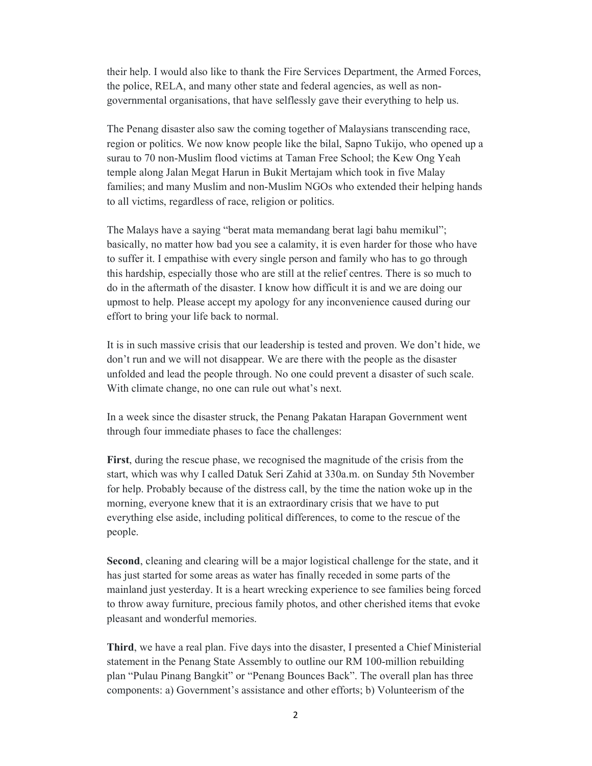their help. I would also like to thank the Fire Services Department, the Armed Forces, the police, RELA, and many other state and federal agencies, as well as non-governmental organisations, that have selflessly gave their everything to help us.

The Penang disaster also saw the coming together of Malaysians transcending race, region or politics. We now know people like the bilal, Sapno Tukijo, who opened up a surau to 70 non-Muslim flood victims at Taman Free School; the Kew Ong Yeah temple along Jalan Megat Harun in Bukit Mertajam which took in five Malay families; and many Muslim and non-Muslim NGOs who extended their helping hands to all victims, regardless of race, religion or politics.

The Malays have a saying "berat mata memandang berat lagi bahu memikul"; basically, no matter how bad you see a calamity, it is even harder for those who have to suffer it. I empathise with every single person and family who has to go through this hardship, especially those who are still at the relief centres. There is so much to do in the aftermath of the disaster. I know how difficult it is and we are doing our upmost to help. Please accept my apology for any inconvenience caused during our effort to bring your life back to normal.

It is in such massive crisis that our leadership is tested and proven. We don't hide, we don't run and we will not disappear. We are there with the people as the disaster unfolded and lead the people through. No one could prevent a disaster of such scale. With climate change, no one can rule out what's next.

In a week since the disaster struck, the Penang Pakatan Harapan Government went through four immediate phases to face the challenges:

**First**, during the rescue phase, we recognised the magnitude of the crisis from the start, which was why I called Datuk Seri Zahid at 330a.m. on Sunday 5th November for help. Probably because of the distress call, by the time the nation woke up in the morning, everyone knew that it is an extraordinary crisis that we have to put everything else aside, including political differences, to come to the rescue of the people.

**Second**, cleaning and clearing will be a major logistical challenge for the state, and it has just started for some areas as water has finally receded in some parts of the mainland just yesterday. It is a heart wrecking experience to see families being forced to throw away furniture, precious family photos, and other cherished items that evoke pleasant and wonderful memories.

**Third**, we have a real plan. Five days into the disaster, I presented a Chief Ministerial statement in the Penang State Assembly to outline our RM 100-million rebuilding plan "Pulau Pinang Bangkit" or "Penang Bounces Back". The overall plan has three components: a) Government's assistance and other efforts; b) Volunteerism of the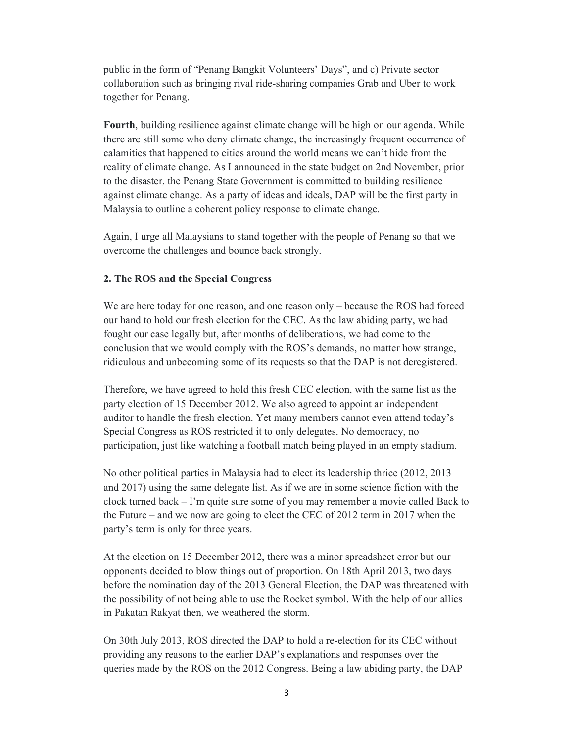public in the form of "Penang Bangkit Volunteers' Days", and c) Private sector collaboration such as bringing rival ride-sharing companies Grab and Uber to work together for Penang.

**Fourth**, building resilience against climate change will be high on our agenda. While there are still some who deny climate change, the increasingly frequent occurrence of calamities that happened to cities around the world means we can't hide from the reality of climate change. As I announced in the state budget on 2nd November, prior to the disaster, the Penang State Government is committed to building resilience against climate change. As a party of ideas and ideals, DAP will be the first party in Malaysia to outline a coherent policy response to climate change.

Again, I urge all Malaysians to stand together with the people of Penang so that we overcome the challenges and bounce back strongly.

**2. The ROS and the Special Congress**

We are here today for one reason, and one reason only – because the ROS had forced our hand to hold our fresh election for the CEC. As the law abiding party, we had fought our case legally but, after months of deliberations, we had come to the conclusion that we would comply with the ROS's demands, no matter how strange, ridiculous and unbecoming some of its requests so that the DAP is not deregistered.

Therefore, we have agreed to hold this fresh CEC election, with the same list as the party election of 15 December 2012. We also agreed to appoint an independent auditor to handle the fresh election. Yet many members cannot even attend today's Special Congress as ROS restricted it to only delegates. No democracy, no participation, just like watching a football match being played in an empty stadium.

No other political parties in Malaysia had to elect its leadership thrice (2012, 2013 and 2017) using the same delegate list. As if we are in some science fiction with the clock turned back – I'm quite sure some of you may remember a movie called Back to the Future – and we now are going to elect the CEC of 2012 term in 2017 when the party's term is only for three years.

At the election on 15 December 2012, there was a minor spreadsheet error but our opponents decided to blow things out of proportion. On 18th April 2013, two days before the nomination day of the 2013 General Election, the DAP was threatened with the possibility of not being able to use the Rocket symbol. With the help of our allies in Pakatan Rakyat then, we weathered the storm.

On 30th July 2013, ROS directed the DAP to hold a re-election for its CEC without providing any reasons to the earlier DAP's explanations and responses over the queries made by the ROS on the 2012 Congress. Being a law abiding party, the DAP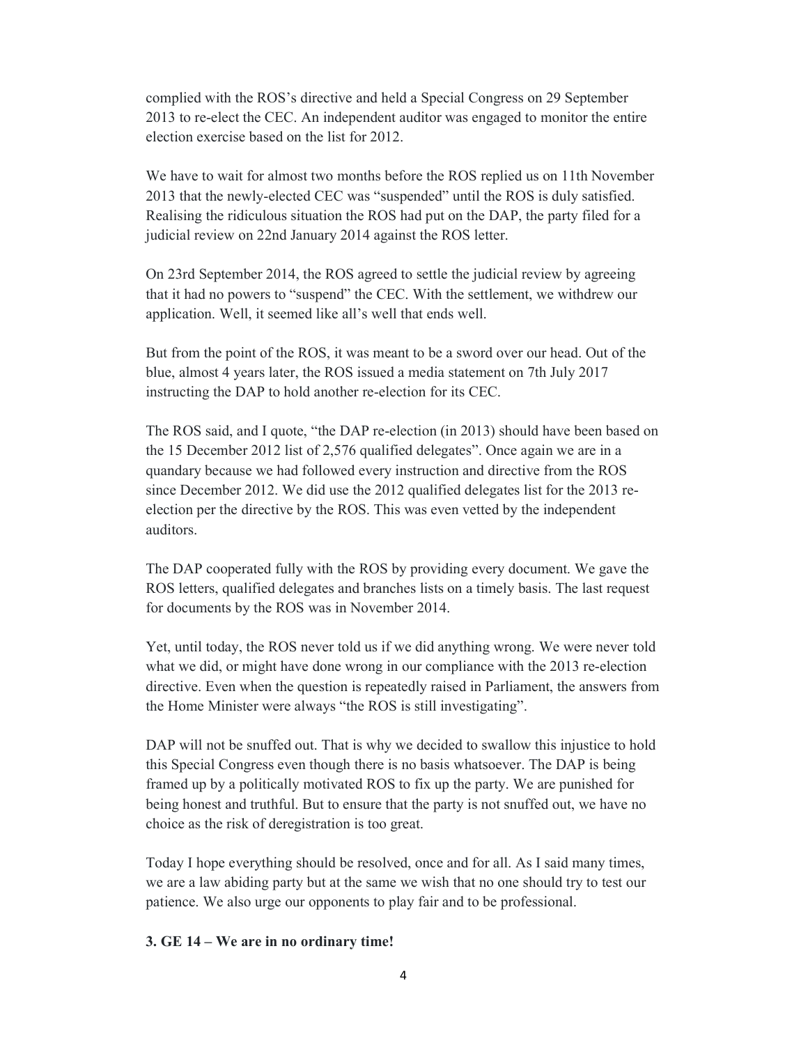complied with the ROS's directive and held a Special Congress on 29 September 2013 to re-elect the CEC. An independent auditor was engaged to monitor the entire election exercise based on the list for 2012.

We have to wait for almost two months before the ROS replied us on 11th November 2013 that the newly-elected CEC was "suspended" until the ROS is duly satisfied. Realising the ridiculous situation the ROS had put on the DAP, the party filed for a judicial review on 22nd January 2014 against the ROS letter.

On 23rd September 2014, the ROS agreed to settle the judicial review by agreeing that it had no powers to "suspend" the CEC. With the settlement, we withdrew our application. Well, it seemed like all's well that ends well.

But from the point of the ROS, it was meant to be a sword over our head. Out of the blue, almost 4 years later, the ROS issued a media statement on 7th July 2017 instructing the DAP to hold another re-election for its CEC.

The ROS said, and I quote, "the DAP re-election (in 2013) should have been based on the 15 December 2012 list of 2,576 qualified delegates". Once again we are in a quandary because we had followed every instruction and directive from the ROS since December 2012. We did use the 2012 qualified delegates list for the 2013 re-election per the directive by the ROS. This was even vetted by the independent auditors.

The DAP cooperated fully with the ROS by providing every document. We gave the ROS letters, qualified delegates and branches lists on a timely basis. The last request for documents by the ROS was in November 2014.

Yet, until today, the ROS never told us if we did anything wrong. We were never told what we did, or might have done wrong in our compliance with the 2013 re-election directive. Even when the question is repeatedly raised in Parliament, the answers from the Home Minister were always "the ROS is still investigating".

DAP will not be snuffed out. That is why we decided to swallow this injustice to hold this Special Congress even though there is no basis whatsoever. The DAP is being framed up by a politically motivated ROS to fix up the party. We are punished for being honest and truthful. But to ensure that the party is not snuffed out, we have no choice as the risk of deregistration is too great.

Today I hope everything should be resolved, once and for all. As I said many times, we are a law abiding party but at the same we wish that no one should try to test our patience. We also urge our opponents to play fair and to be professional.

**3. GE 14 – We are in no ordinary time!**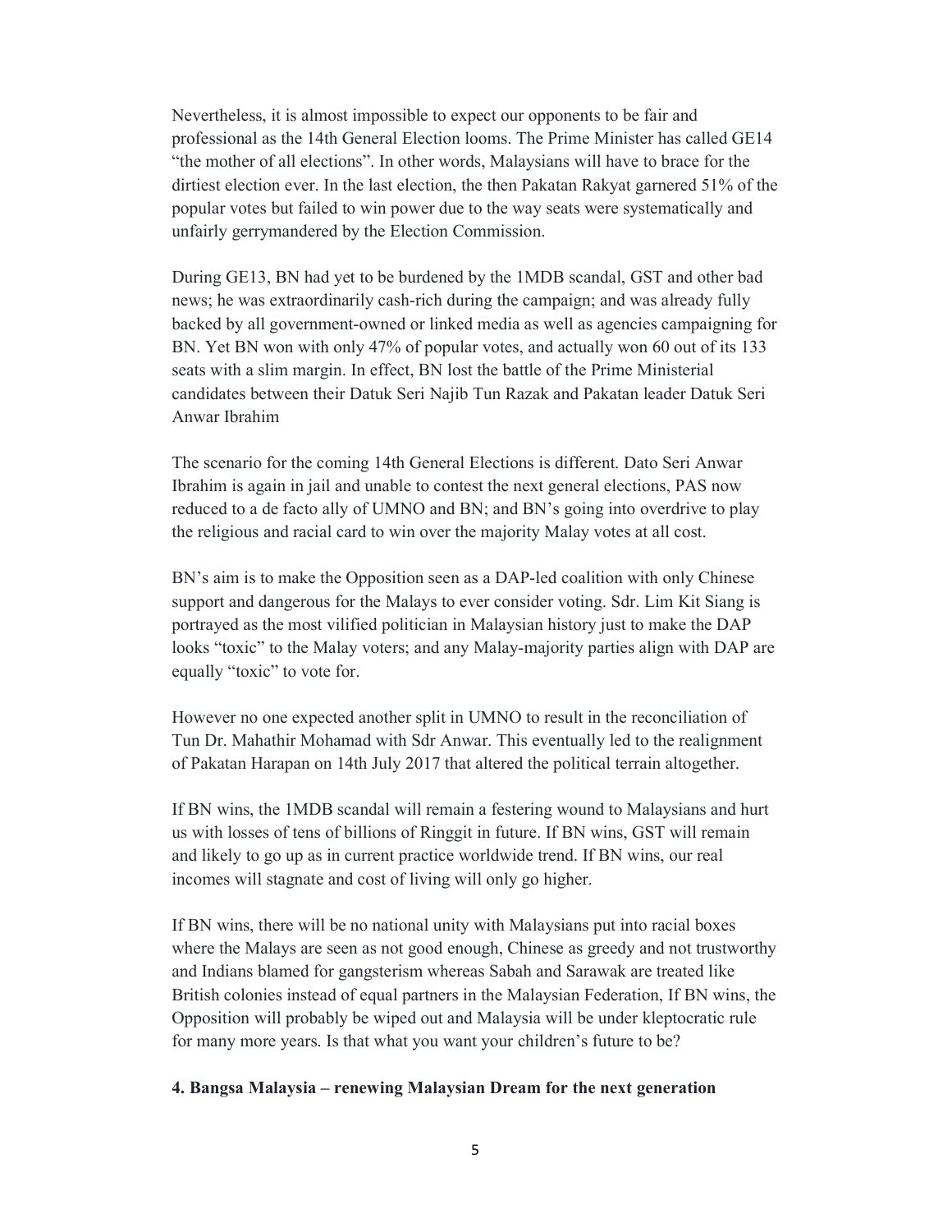Nevertheless, it is almost impossible to expect our opponents to be fair and professional as the 14th General Election looms. The Prime Minister has called GE14 "the mother of all elections". In other words, Malaysians will have to brace for the dirtiest election ever. In the last election, the then Pakatan Rakyat garnered 51% of the popular votes but failed to win power due to the way seats were systematically and unfairly gerrymandered by the Election Commission.

During GE13, BN had yet to be burdened by the 1MDB scandal, GST and other bad news; he was extraordinarily cash-rich during the campaign; and was already fully backed by all government-owned or linked media as well as agencies campaigning for BN. Yet BN won with only 47% of popular votes, and actually won 60 out of its 133 seats with a slim margin. In effect, BN lost the battle of the Prime Ministerial candidates between their Datuk Seri Najib Tun Razak and Pakatan leader Datuk Seri Anwar Ibrahim

The scenario for the coming 14th General Elections is different. Dato Seri Anwar Ibrahim is again in jail and unable to contest the next general elections, PAS now reduced to a de facto ally of UMNO and BN; and BN's going into overdrive to play the religious and racial card to win over the majority Malay votes at all cost.

BN's aim is to make the Opposition seen as a DAP-led coalition with only Chinese support and dangerous for the Malays to ever consider voting. Sdr. Lim Kit Siang is portrayed as the most vilified politician in Malaysian history just to make the DAP looks "toxic" to the Malay voters; and any Malay-majority parties align with DAP are equally "toxic" to vote for.

However no one expected another split in UMNO to result in the reconciliation of Tun Dr. Mahathir Mohamad with Sdr Anwar. This eventually led to the realignment of Pakatan Harapan on 14th July 2017 that altered the political terrain altogether.

If BN wins, the 1MDB scandal will remain a festering wound to Malaysians and hurt us with losses of tens of billions of Ringgit in future. If BN wins, GST will remain and likely to go up as in current practice worldwide trend. If BN wins, our real incomes will stagnate and cost of living will only go higher.

If BN wins, there will be no national unity with Malaysians put into racial boxes where the Malays are seen as not good enough, Chinese as greedy and not trustworthy and Indians blamed for gangsterism whereas Sabah and Sarawak are treated like British colonies instead of equal partners in the Malaysian Federation, If BN wins, the Opposition will probably be wiped out and Malaysia will be under kleptocratic rule for many more years. Is that what you want your children's future to be?

#### 4. Bangsa Malaysia – renewing Malaysian Dream for the next generation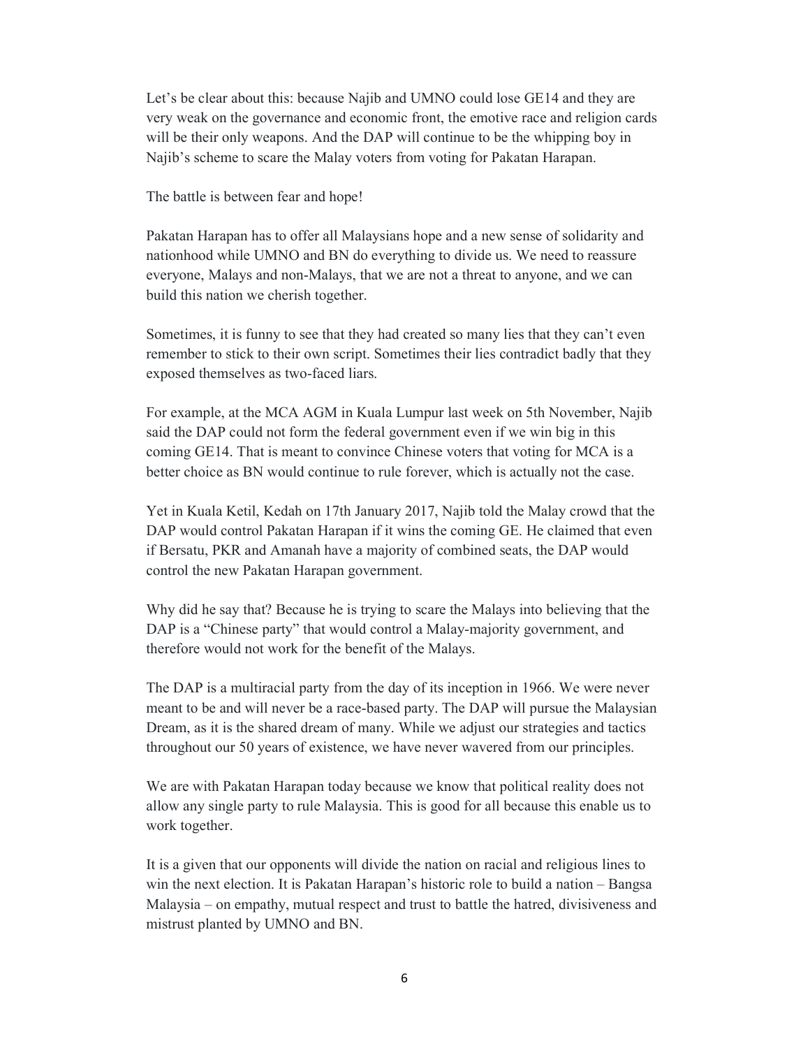Let's be clear about this: because Najib and UMNO could lose GE14 and they are very weak on the governance and economic front, the emotive race and religion cards will be their only weapons. And the DAP will continue to be the whipping boy in Najib's scheme to scare the Malay voters from voting for Pakatan Harapan.

The battle is between fear and hope!

Pakatan Harapan has to offer all Malaysians hope and a new sense of solidarity and nationhood while UMNO and BN do everything to divide us. We need to reassure everyone, Malays and non-Malays, that we are not a threat to anyone, and we can build this nation we cherish together.

Sometimes, it is funny to see that they had created so many lies that they can't even remember to stick to their own script. Sometimes their lies contradict badly that they exposed themselves as two-faced liars.

For example, at the MCA AGM in Kuala Lumpur last week on 5th November, Najib said the DAP could not form the federal government even if we win big in this coming GE14. That is meant to convince Chinese voters that voting for MCA is a better choice as BN would continue to rule forever, which is actually not the case.

Yet in Kuala Ketil, Kedah on 17th January 2017, Najib told the Malay crowd that the DAP would control Pakatan Harapan if it wins the coming GE. He claimed that even if Bersatu, PKR and Amanah have a majority of combined seats, the DAP would control the new Pakatan Harapan government.

Why did he say that? Because he is trying to scare the Malays into believing that the DAP is a "Chinese party" that would control a Malay-majority government, and therefore would not work for the benefit of the Malays.

The DAP is a multiracial party from the day of its inception in 1966. We were never meant to be and will never be a race-based party. The DAP will pursue the Malaysian Dream, as it is the shared dream of many. While we adjust our strategies and tactics throughout our 50 years of existence, we have never wavered from our principles.

We are with Pakatan Harapan today because we know that political reality does not allow any single party to rule Malaysia. This is good for all because this enable us to work together.

It is a given that our opponents will divide the nation on racial and religious lines to win the next election. It is Pakatan Harapan's historic role to build a nation – Bangsa Malaysia – on empathy, mutual respect and trust to battle the hatred, divisiveness and mistrust planted by UMNO and BN.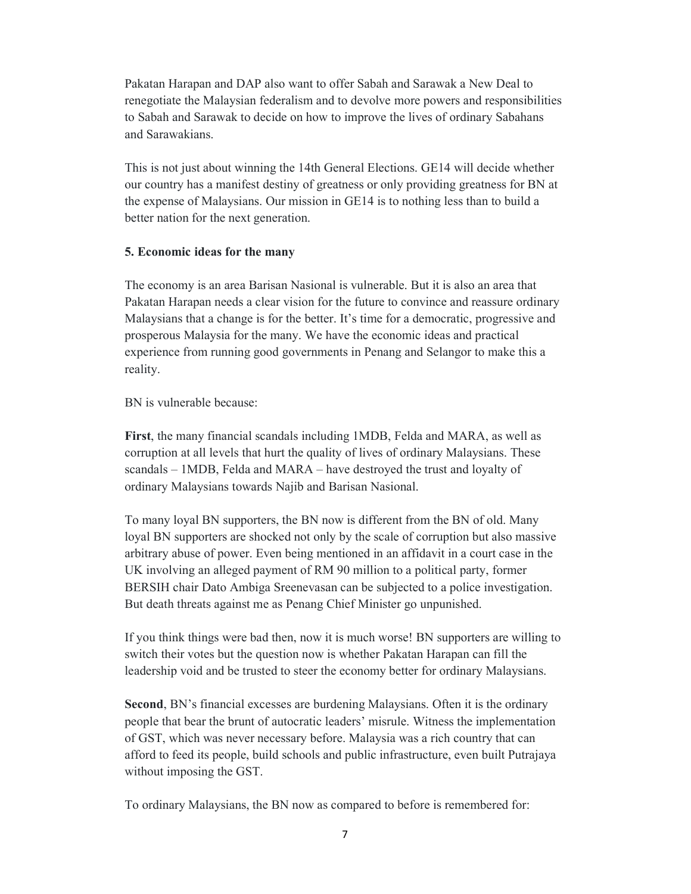Pakatan Harapan and DAP also want to offer Sabah and Sarawak a New Deal to renegotiate the Malaysian federalism and to devolve more powers and responsibilities to Sabah and Sarawak to decide on how to improve the lives of ordinary Sabahans and Sarawakians.

This is not just about winning the 14th General Elections. GE14 will decide whether our country has a manifest destiny of greatness or only providing greatness for BN at the expense of Malaysians. Our mission in GE14 is to nothing less than to build a better nation for the next generation.

**5. Economic ideas for the many**

The economy is an area Barisan Nasional is vulnerable. But it is also an area that Pakatan Harapan needs a clear vision for the future to convince and reassure ordinary Malaysians that a change is for the better. It's time for a democratic, progressive and prosperous Malaysia for the many. We have the economic ideas and practical experience from running good governments in Penang and Selangor to make this a reality.

BN is vulnerable because:

**First**, the many financial scandals including 1MDB, Felda and MARA, as well as corruption at all levels that hurt the quality of lives of ordinary Malaysians. These scandals – 1MDB, Felda and MARA – have destroyed the trust and loyalty of ordinary Malaysians towards Najib and Barisan Nasional.

To many loyal BN supporters, the BN now is different from the BN of old. Many loyal BN supporters are shocked not only by the scale of corruption but also massive arbitrary abuse of power. Even being mentioned in an affidavit in a court case in the UK involving an alleged payment of RM 90 million to a political party, former BERSIH chair Dato Ambiga Sreenevasan can be subjected to a police investigation. But death threats against me as Penang Chief Minister go unpunished.

If you think things were bad then, now it is much worse! BN supporters are willing to switch their votes but the question now is whether Pakatan Harapan can fill the leadership void and be trusted to steer the economy better for ordinary Malaysians.

**Second**, BN's financial excesses are burdening Malaysians. Often it is the ordinary people that bear the brunt of autocratic leaders' misrule. Witness the implementation of GST, which was never necessary before. Malaysia was a rich country that can afford to feed its people, build schools and public infrastructure, even built Putrajaya without imposing the GST.

To ordinary Malaysians, the BN now as compared to before is remembered for: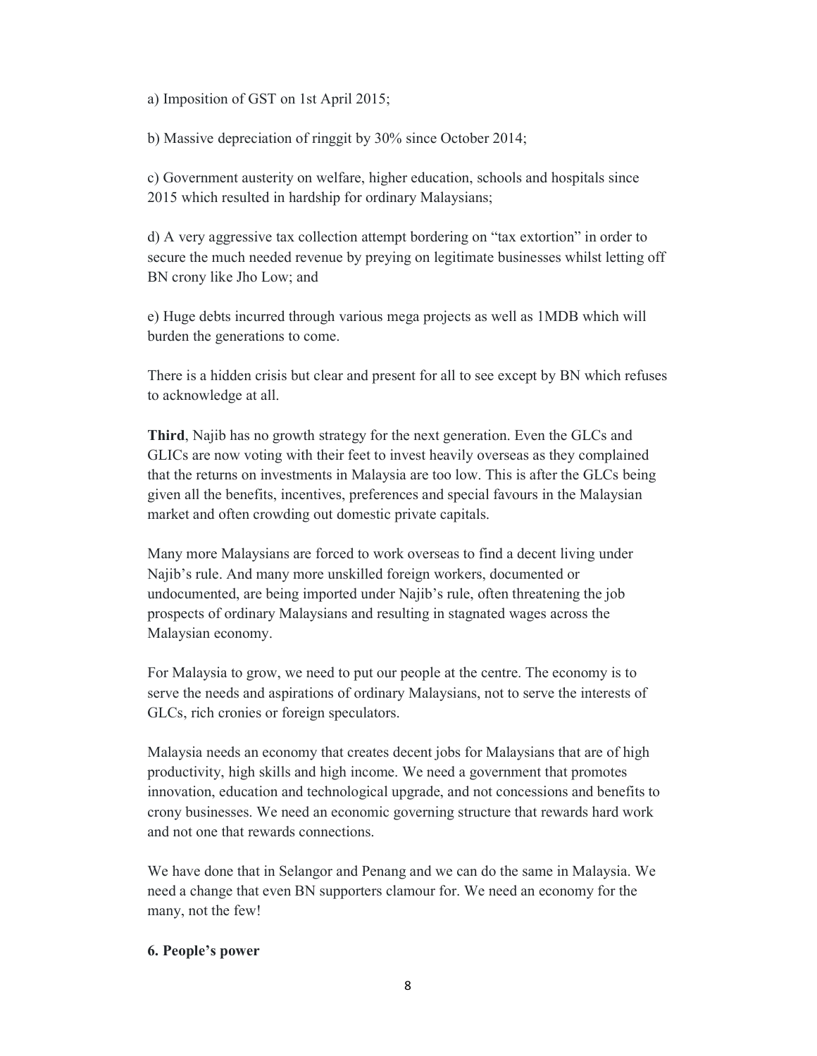a) Imposition of GST on 1st April 2015;

b) Massive depreciation of ringgit by 30% since October 2014;

c) Government austerity on welfare, higher education, schools and hospitals since 2015 which resulted in hardship for ordinary Malaysians;

d) A very aggressive tax collection attempt bordering on "tax extortion" in order to secure the much needed revenue by preying on legitimate businesses whilst letting off BN crony like Jho Low; and

e) Huge debts incurred through various mega projects as well as 1MDB which will burden the generations to come.

There is a hidden crisis but clear and present for all to see except by BN which refuses to acknowledge at all.

**Third**, Najib has no growth strategy for the next generation. Even the GLCs and GLICs are now voting with their feet to invest heavily overseas as they complained that the returns on investments in Malaysia are too low. This is after the GLCs being given all the benefits, incentives, preferences and special favours in the Malaysian market and often crowding out domestic private capitals.

Many more Malaysians are forced to work overseas to find a decent living under Najib's rule. And many more unskilled foreign workers, documented or undocumented, are being imported under Najib's rule, often threatening the job prospects of ordinary Malaysians and resulting in stagnated wages across the Malaysian economy.

For Malaysia to grow, we need to put our people at the centre. The economy is to serve the needs and aspirations of ordinary Malaysians, not to serve the interests of GLCs, rich cronies or foreign speculators.

Malaysia needs an economy that creates decent jobs for Malaysians that are of high productivity, high skills and high income. We need a government that promotes innovation, education and technological upgrade, and not concessions and benefits to crony businesses. We need an economic governing structure that rewards hard work and not one that rewards connections.

We have done that in Selangor and Penang and we can do the same in Malaysia. We need a change that even BN supporters clamour for. We need an economy for the many, not the few!

## 6. People's power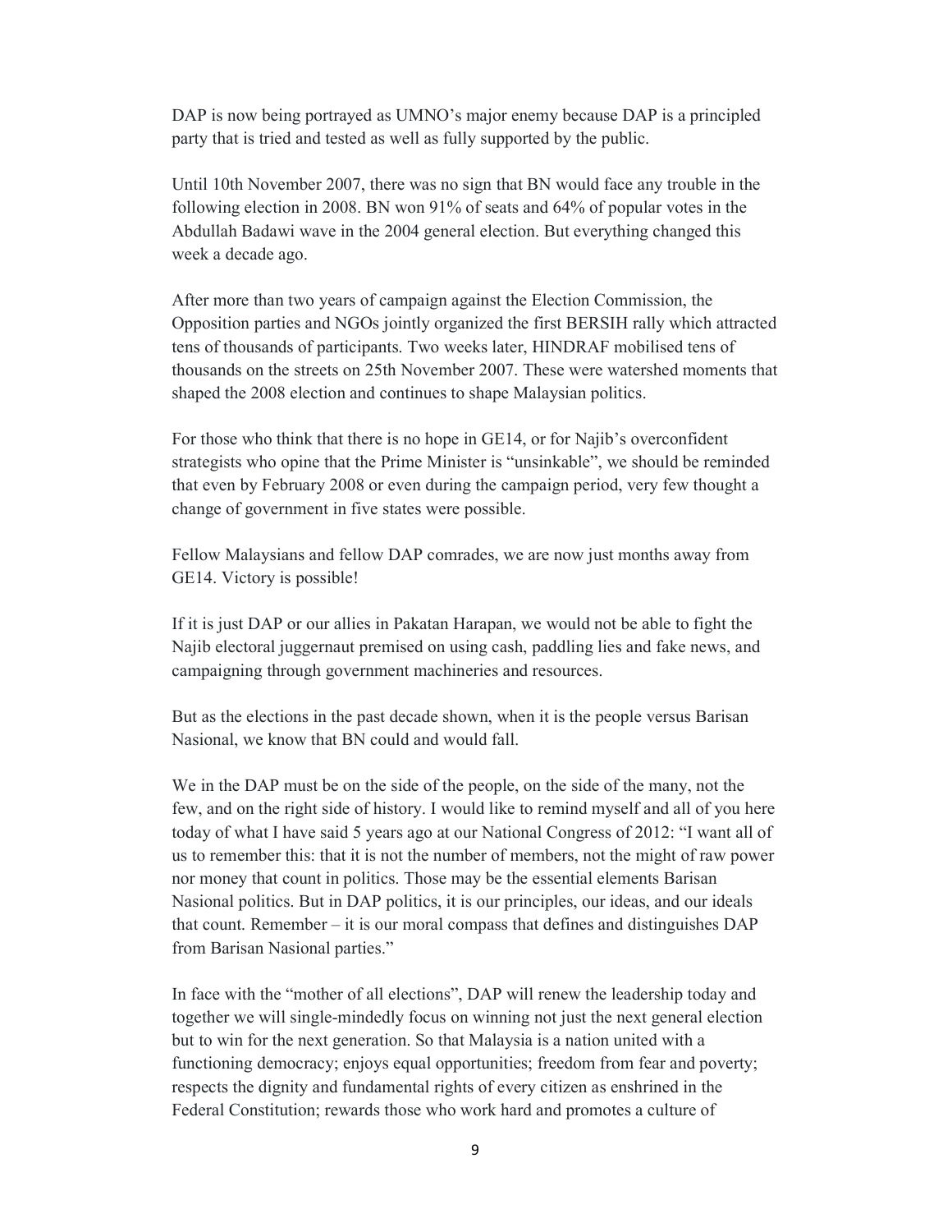DAP is now being portrayed as UMNO's major enemy because DAP is a principled party that is tried and tested as well as fully supported by the public.

Until 10th November 2007, there was no sign that BN would face any trouble in the following election in 2008. BN won 91% of seats and 64% of popular votes in the Abdullah Badawi wave in the 2004 general election. But everything changed this week a decade ago.

After more than two years of campaign against the Election Commission, the Opposition parties and NGOs jointly organized the first BERSIH rally which attracted tens of thousands of participants. Two weeks later, HINDRAF mobilised tens of thousands on the streets on 25th November 2007. These were watershed moments that shaped the 2008 election and continues to shape Malaysian politics.

For those who think that there is no hope in GE14, or for Najib's overconfident strategists who opine that the Prime Minister is "unsinkable", we should be reminded that even by February 2008 or even during the campaign period, very few thought a change of government in five states were possible.

Fellow Malaysians and fellow DAP comrades, we are now just months away from GE14. Victory is possible!

If it is just DAP or our allies in Pakatan Harapan, we would not be able to fight the Najib electoral juggernaut premised on using cash, paddling lies and fake news, and campaigning through government machineries and resources.

But as the elections in the past decade shown, when it is the people versus Barisan Nasional, we know that BN could and would fall.

We in the DAP must be on the side of the people, on the side of the many, not the few, and on the right side of history. I would like to remind myself and all of you here today of what I have said 5 years ago at our National Congress of 2012: "I want all of us to remember this: that it is not the number of members, not the might of raw power nor money that count in politics. Those may be the essential elements Barisan Nasional politics. But in DAP politics, it is our principles, our ideas, and our ideals that count. Remember – it is our moral compass that defines and distinguishes DAP from Barisan Nasional parties."

In face with the "mother of all elections", DAP will renew the leadership today and together we will single-mindedly focus on winning not just the next general election but to win for the next generation. So that Malaysia is a nation united with a functioning democracy; enjoys equal opportunities; freedom from fear and poverty; respects the dignity and fundamental rights of every citizen as enshrined in the Federal Constitution; rewards those who work hard and promotes a culture of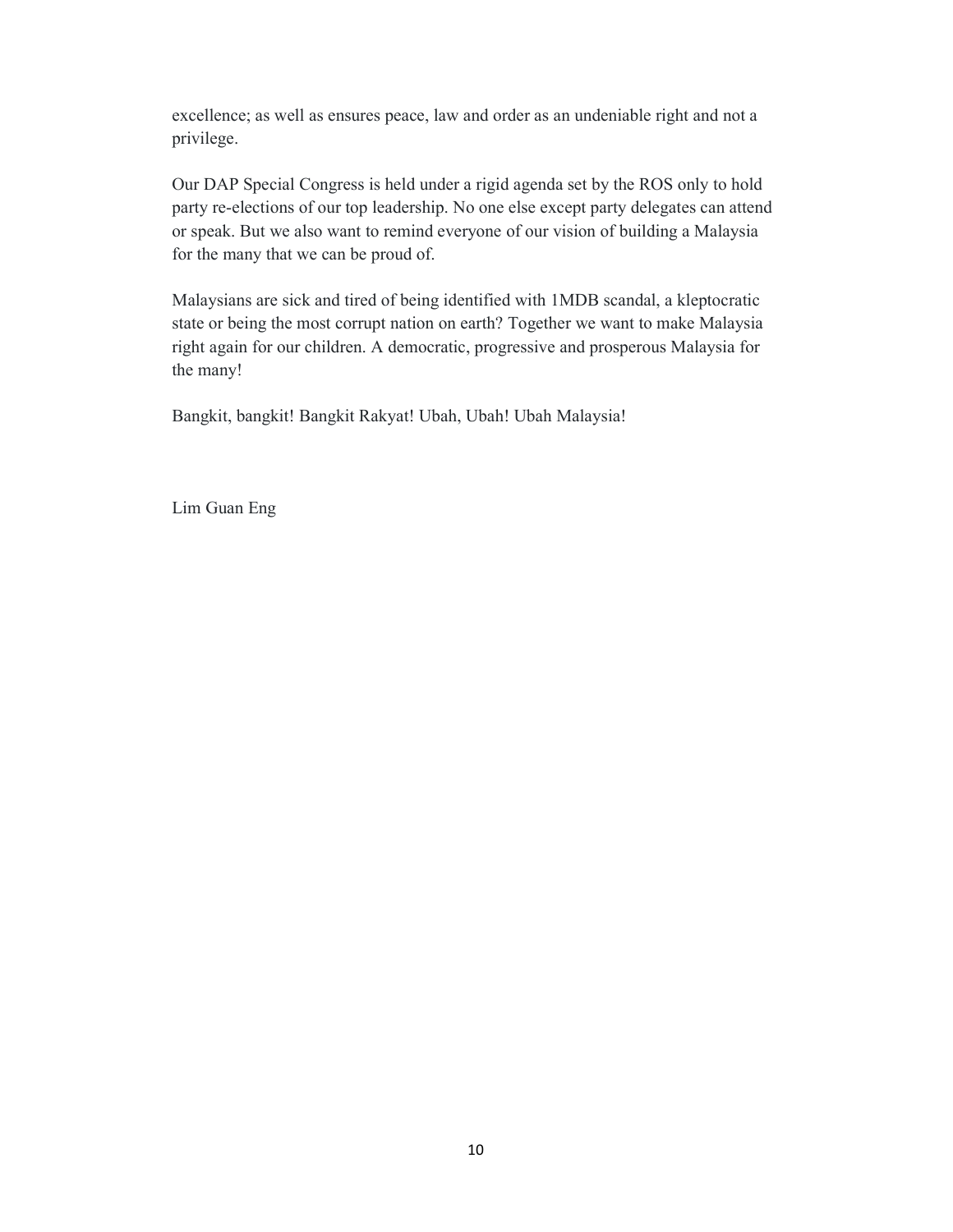excellence; as well as ensures peace, law and order as an undeniable right and not a privilege.

Our DAP Special Congress is held under a rigid agenda set by the ROS only to hold party re-elections of our top leadership. No one else except party delegates can attend or speak. But we also want to remind everyone of our vision of building a Malaysia for the many that we can be proud of.

Malaysians are sick and tired of being identified with 1MDB scandal, a kleptocratic state or being the most corrupt nation on earth? Together we want to make Malaysia right again for our children. A democratic, progressive and prosperous Malaysia for the many!

Bangkit, bangkit! Bangkit Rakyat! Ubah, Ubah! Ubah Malaysia!

Lim Guan Eng